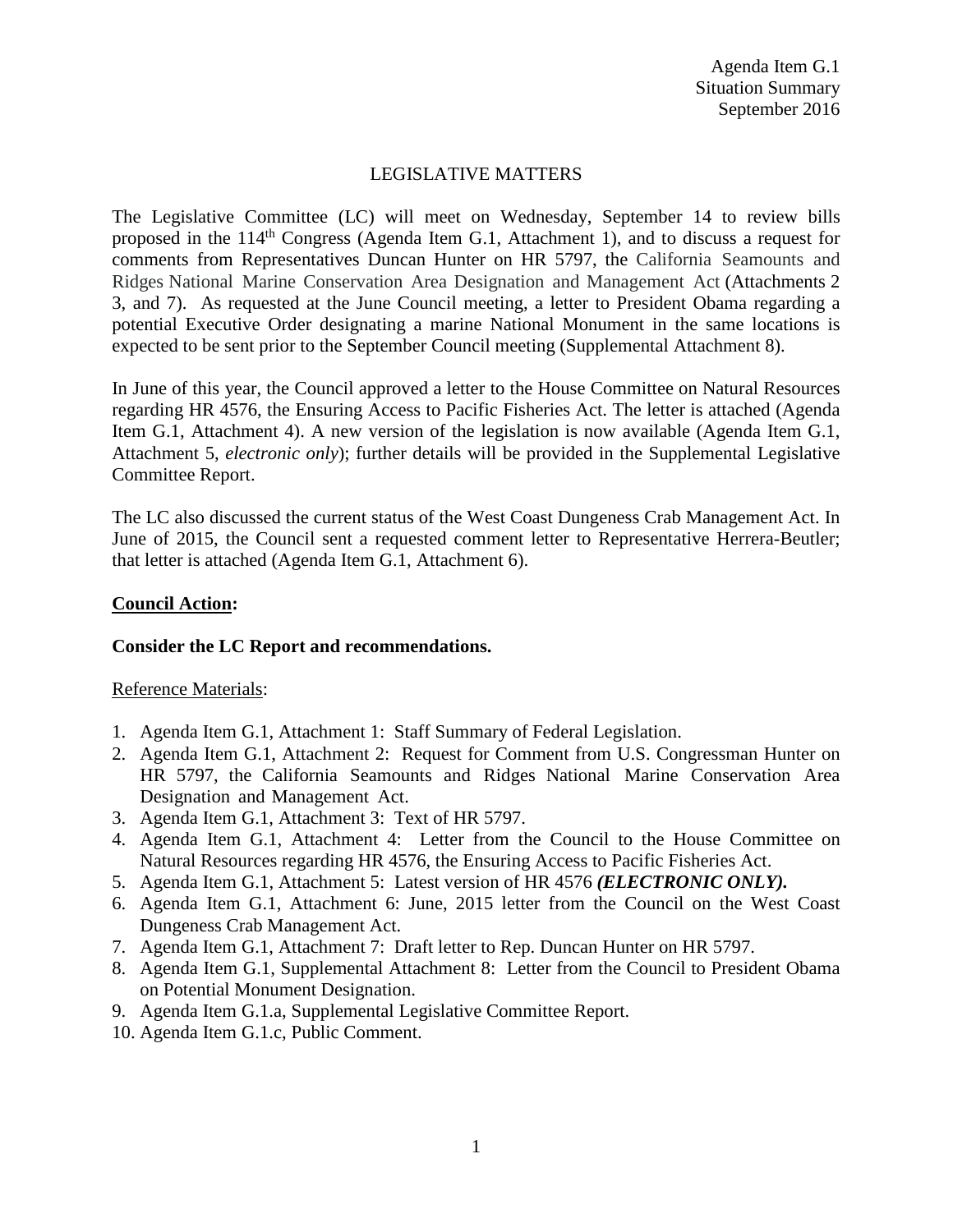Agenda Item G.1
Situation Summary
September 2016

# LEGISLATIVE MATTERS

The Legislative Committee (LC) will meet on Wednesday, September 14 to review bills proposed in the 114th Congress (Agenda Item G.1, Attachment 1), and to discuss a request for comments from Representatives Duncan Hunter on HR 5797, the California Seamounts and Ridges National Marine Conservation Area Designation and Management Act (Attachments 2 3, and 7). As requested at the June Council meeting, a letter to President Obama regarding a potential Executive Order designating a marine National Monument in the same locations is expected to be sent prior to the September Council meeting (Supplemental Attachment 8).

In June of this year, the Council approved a letter to the House Committee on Natural Resources regarding HR 4576, the Ensuring Access to Pacific Fisheries Act. The letter is attached (Agenda Item G.1, Attachment 4). A new version of the legislation is now available (Agenda Item G.1, Attachment 5, *electronic only*); further details will be provided in the Supplemental Legislative Committee Report.

The LC also discussed the current status of the West Coast Dungeness Crab Management Act. In June of 2015, the Council sent a requested comment letter to Representative Herrera-Beutler; that letter is attached (Agenda Item G.1, Attachment 6).

**Council Action:**

**Consider the LC Report and recommendations.**

Reference Materials:

1. Agenda Item G.1, Attachment 1: Staff Summary of Federal Legislation.
2. Agenda Item G.1, Attachment 2: Request for Comment from U.S. Congressman Hunter on HR 5797, the California Seamounts and Ridges National Marine Conservation Area Designation and Management Act.
3. Agenda Item G.1, Attachment 3: Text of HR 5797.
4. Agenda Item G.1, Attachment 4: Letter from the Council to the House Committee on Natural Resources regarding HR 4576, the Ensuring Access to Pacific Fisheries Act.
5. Agenda Item G.1, Attachment 5: Latest version of HR 4576 ***(ELECTRONIC ONLY).***
6. Agenda Item G.1, Attachment 6: June, 2015 letter from the Council on the West Coast Dungeness Crab Management Act.
7. Agenda Item G.1, Attachment 7: Draft letter to Rep. Duncan Hunter on HR 5797.
8. Agenda Item G.1, Supplemental Attachment 8: Letter from the Council to President Obama on Potential Monument Designation.
9. Agenda Item G.1.a, Supplemental Legislative Committee Report.
10. Agenda Item G.1.c, Public Comment.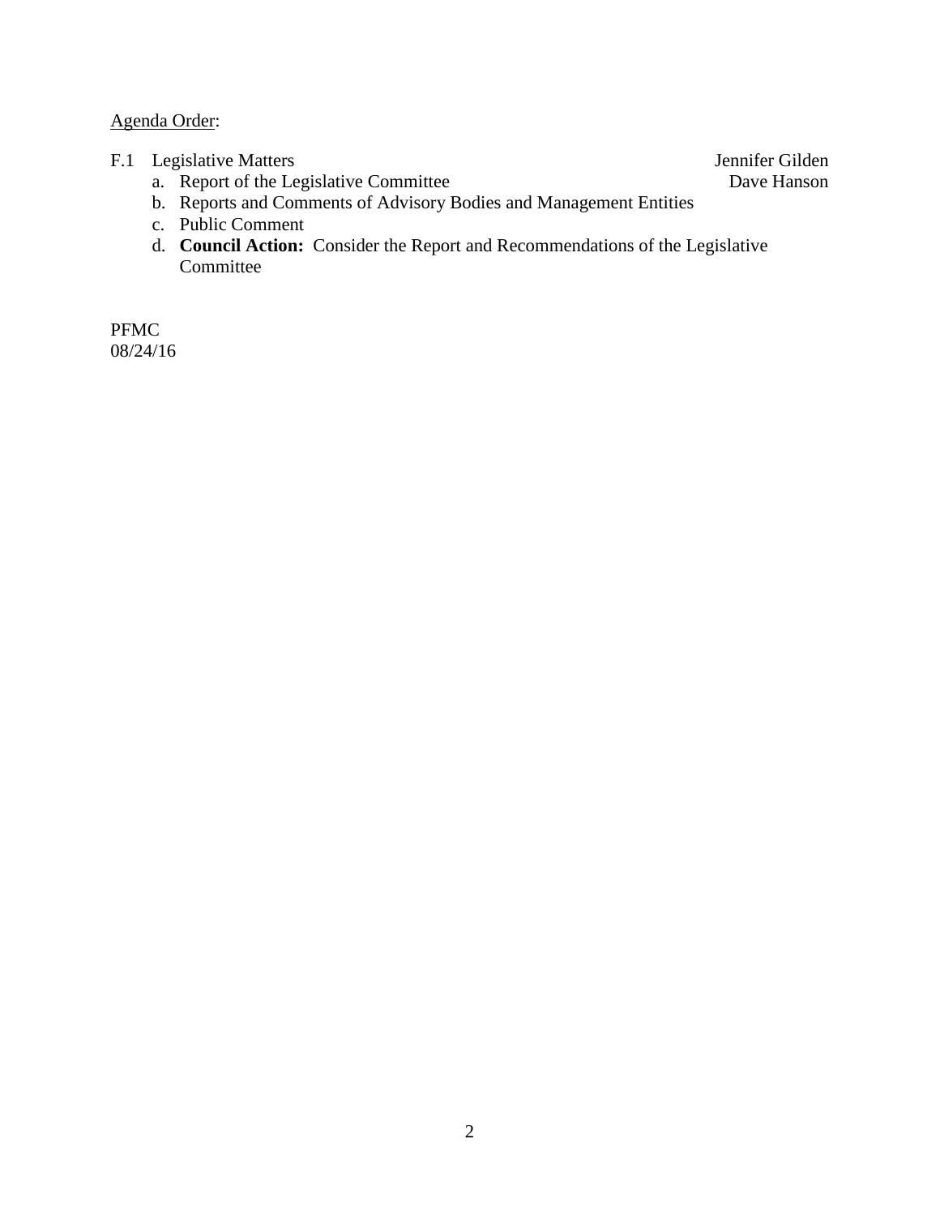Agenda Order:

F.1 Legislative Matters — Jennifer Gilden

a. Report of the Legislative Committee — Dave Hanson
b. Reports and Comments of Advisory Bodies and Management Entities
c. Public Comment
d. **Council Action:** Consider the Report and Recommendations of the Legislative Committee

PFMC
08/24/16